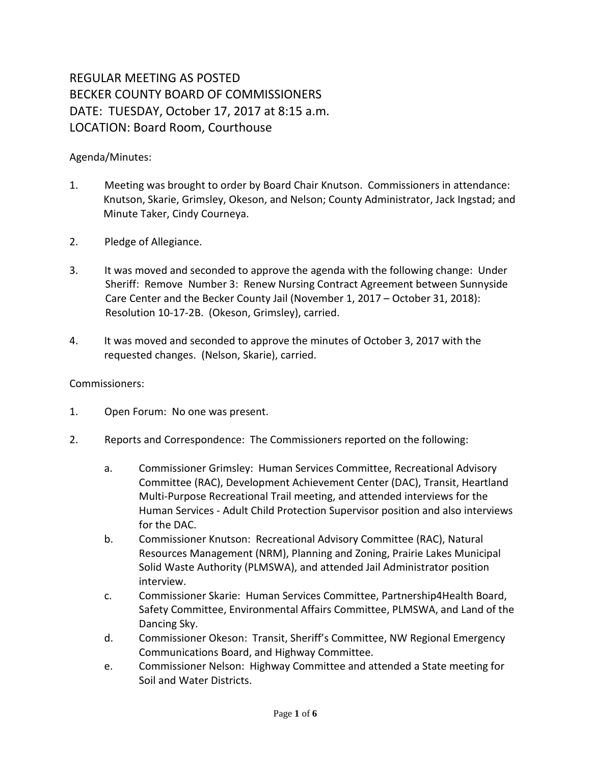# REGULAR MEETING AS POSTED
# BECKER COUNTY BOARD OF COMMISSIONERS
# DATE: TUESDAY, October 17, 2017 at 8:15 a.m.
# LOCATION: Board Room, Courthouse

Agenda/Minutes:

1. Meeting was brought to order by Board Chair Knutson. Commissioners in attendance: Knutson, Skarie, Grimsley, Okeson, and Nelson; County Administrator, Jack Ingstad; and Minute Taker, Cindy Courneya.

2. Pledge of Allegiance.

3. It was moved and seconded to approve the agenda with the following change: Under Sheriff: Remove Number 3: Renew Nursing Contract Agreement between Sunnyside Care Center and the Becker County Jail (November 1, 2017 – October 31, 2018): Resolution 10-17-2B. (Okeson, Grimsley), carried.

4. It was moved and seconded to approve the minutes of October 3, 2017 with the requested changes. (Nelson, Skarie), carried.

Commissioners:

1. Open Forum: No one was present.

2. Reports and Correspondence: The Commissioners reported on the following:

   a. Commissioner Grimsley: Human Services Committee, Recreational Advisory Committee (RAC), Development Achievement Center (DAC), Transit, Heartland Multi-Purpose Recreational Trail meeting, and attended interviews for the Human Services - Adult Child Protection Supervisor position and also interviews for the DAC.
   b. Commissioner Knutson: Recreational Advisory Committee (RAC), Natural Resources Management (NRM), Planning and Zoning, Prairie Lakes Municipal Solid Waste Authority (PLMSWA), and attended Jail Administrator position interview.
   c. Commissioner Skarie: Human Services Committee, Partnership4Health Board, Safety Committee, Environmental Affairs Committee, PLMSWA, and Land of the Dancing Sky.
   d. Commissioner Okeson: Transit, Sheriff's Committee, NW Regional Emergency Communications Board, and Highway Committee.
   e. Commissioner Nelson: Highway Committee and attended a State meeting for Soil and Water Districts.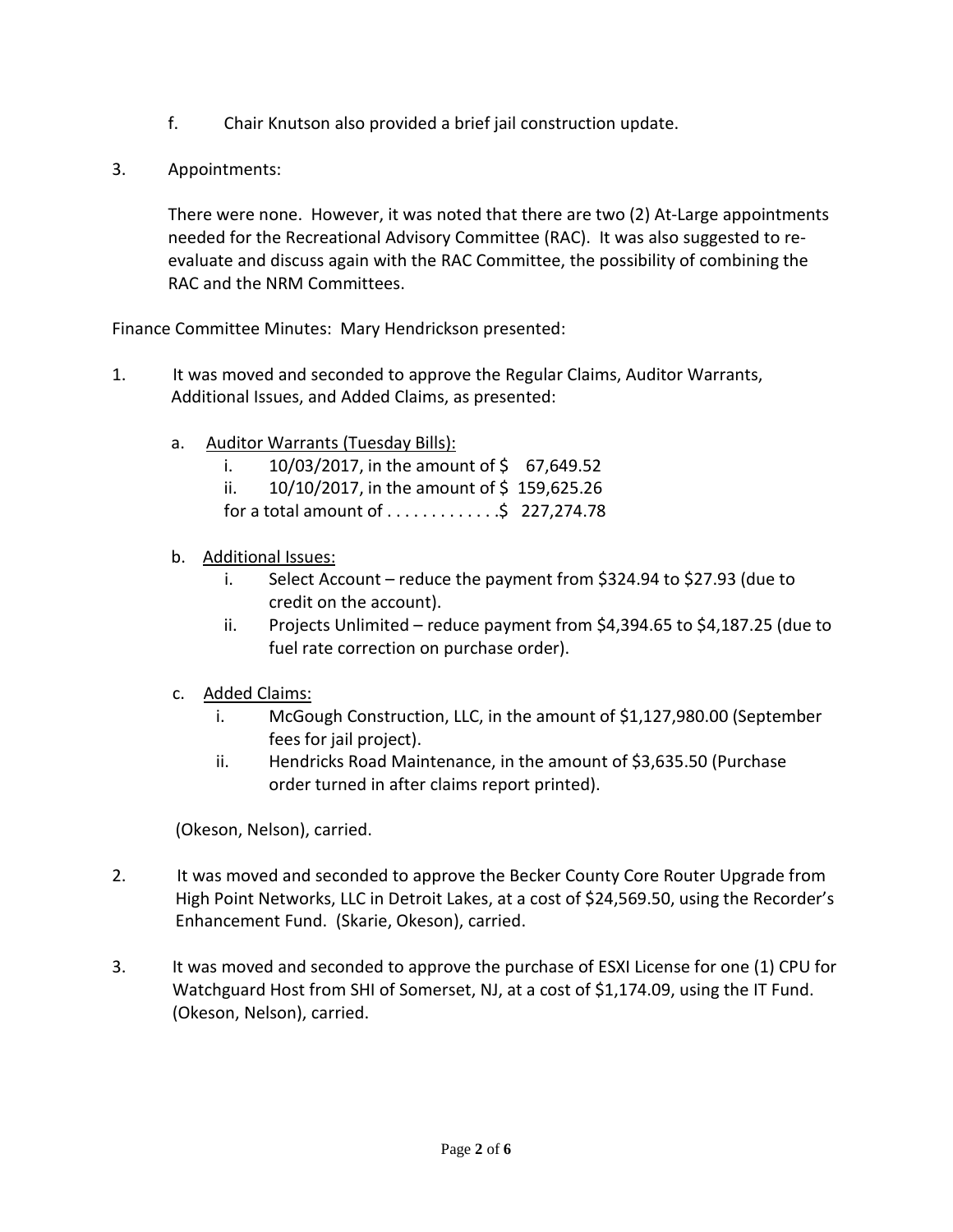f. Chair Knutson also provided a brief jail construction update.

3. Appointments:

   There were none. However, it was noted that there are two (2) At-Large appointments needed for the Recreational Advisory Committee (RAC). It was also suggested to re-evaluate and discuss again with the RAC Committee, the possibility of combining the RAC and the NRM Committees.

Finance Committee Minutes: Mary Hendrickson presented:

1. It was moved and seconded to approve the Regular Claims, Auditor Warrants, Additional Issues, and Added Claims, as presented:

   a. <u>Auditor Warrants (Tuesday Bills):</u>
      i. 10/03/2017, in the amount of $ 67,649.52
      ii. 10/10/2017, in the amount of $ 159,625.26
      for a total amount of . . . . . . . . . . . . .$ 227,274.78

   b. <u>Additional Issues:</u>
      i. Select Account – reduce the payment from $324.94 to $27.93 (due to credit on the account).
      ii. Projects Unlimited – reduce payment from $4,394.65 to $4,187.25 (due to fuel rate correction on purchase order).

   c. <u>Added Claims:</u>
      i. McGough Construction, LLC, in the amount of $1,127,980.00 (September fees for jail project).
      ii. Hendricks Road Maintenance, in the amount of $3,635.50 (Purchase order turned in after claims report printed).

   (Okeson, Nelson), carried.

2. It was moved and seconded to approve the Becker County Core Router Upgrade from High Point Networks, LLC in Detroit Lakes, at a cost of $24,569.50, using the Recorder's Enhancement Fund. (Skarie, Okeson), carried.

3. It was moved and seconded to approve the purchase of ESXI License for one (1) CPU for Watchguard Host from SHI of Somerset, NJ, at a cost of $1,174.09, using the IT Fund. (Okeson, Nelson), carried.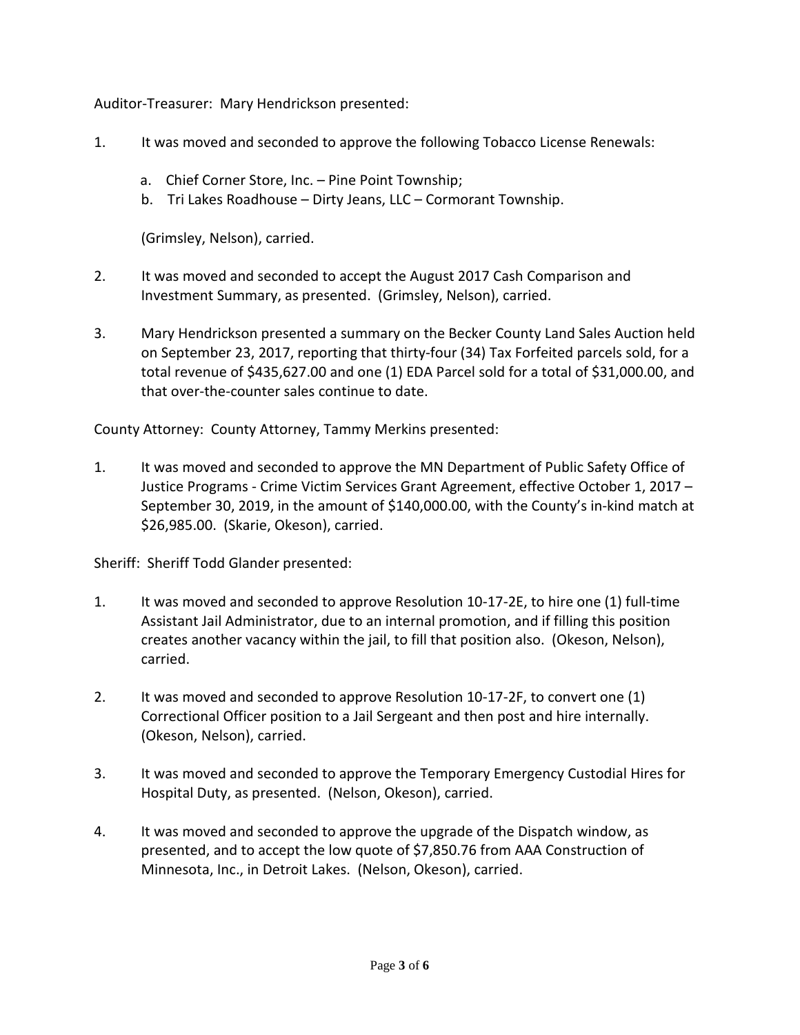Auditor-Treasurer: Mary Hendrickson presented:

1. It was moved and seconded to approve the following Tobacco License Renewals:

   a. Chief Corner Store, Inc. – Pine Point Township;
   b. Tri Lakes Roadhouse – Dirty Jeans, LLC – Cormorant Township.

   (Grimsley, Nelson), carried.

2. It was moved and seconded to accept the August 2017 Cash Comparison and Investment Summary, as presented. (Grimsley, Nelson), carried.

3. Mary Hendrickson presented a summary on the Becker County Land Sales Auction held on September 23, 2017, reporting that thirty-four (34) Tax Forfeited parcels sold, for a total revenue of $435,627.00 and one (1) EDA Parcel sold for a total of $31,000.00, and that over-the-counter sales continue to date.

County Attorney: County Attorney, Tammy Merkins presented:

1. It was moved and seconded to approve the MN Department of Public Safety Office of Justice Programs - Crime Victim Services Grant Agreement, effective October 1, 2017 – September 30, 2019, in the amount of $140,000.00, with the County's in-kind match at $26,985.00. (Skarie, Okeson), carried.

Sheriff: Sheriff Todd Glander presented:

1. It was moved and seconded to approve Resolution 10-17-2E, to hire one (1) full-time Assistant Jail Administrator, due to an internal promotion, and if filling this position creates another vacancy within the jail, to fill that position also. (Okeson, Nelson), carried.

2. It was moved and seconded to approve Resolution 10-17-2F, to convert one (1) Correctional Officer position to a Jail Sergeant and then post and hire internally. (Okeson, Nelson), carried.

3. It was moved and seconded to approve the Temporary Emergency Custodial Hires for Hospital Duty, as presented. (Nelson, Okeson), carried.

4. It was moved and seconded to approve the upgrade of the Dispatch window, as presented, and to accept the low quote of $7,850.76 from AAA Construction of Minnesota, Inc., in Detroit Lakes. (Nelson, Okeson), carried.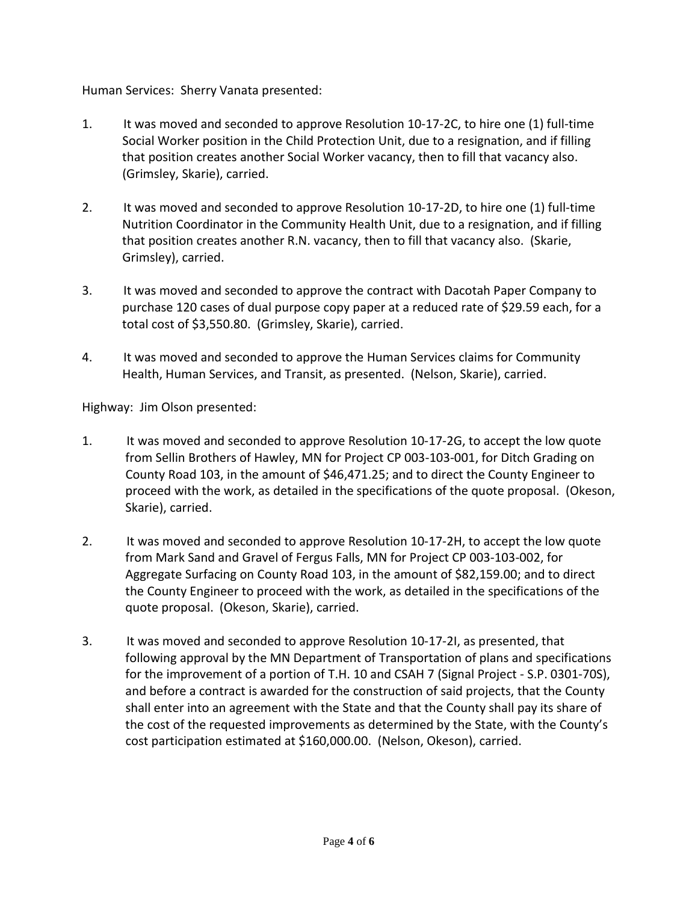Human Services: Sherry Vanata presented:

1. It was moved and seconded to approve Resolution 10-17-2C, to hire one (1) full-time Social Worker position in the Child Protection Unit, due to a resignation, and if filling that position creates another Social Worker vacancy, then to fill that vacancy also. (Grimsley, Skarie), carried.

2. It was moved and seconded to approve Resolution 10-17-2D, to hire one (1) full-time Nutrition Coordinator in the Community Health Unit, due to a resignation, and if filling that position creates another R.N. vacancy, then to fill that vacancy also. (Skarie, Grimsley), carried.

3. It was moved and seconded to approve the contract with Dacotah Paper Company to purchase 120 cases of dual purpose copy paper at a reduced rate of $29.59 each, for a total cost of $3,550.80. (Grimsley, Skarie), carried.

4. It was moved and seconded to approve the Human Services claims for Community Health, Human Services, and Transit, as presented. (Nelson, Skarie), carried.

Highway: Jim Olson presented:

1. It was moved and seconded to approve Resolution 10-17-2G, to accept the low quote from Sellin Brothers of Hawley, MN for Project CP 003-103-001, for Ditch Grading on County Road 103, in the amount of $46,471.25; and to direct the County Engineer to proceed with the work, as detailed in the specifications of the quote proposal. (Okeson, Skarie), carried.

2. It was moved and seconded to approve Resolution 10-17-2H, to accept the low quote from Mark Sand and Gravel of Fergus Falls, MN for Project CP 003-103-002, for Aggregate Surfacing on County Road 103, in the amount of $82,159.00; and to direct the County Engineer to proceed with the work, as detailed in the specifications of the quote proposal. (Okeson, Skarie), carried.

3. It was moved and seconded to approve Resolution 10-17-2I, as presented, that following approval by the MN Department of Transportation of plans and specifications for the improvement of a portion of T.H. 10 and CSAH 7 (Signal Project - S.P. 0301-70S), and before a contract is awarded for the construction of said projects, that the County shall enter into an agreement with the State and that the County shall pay its share of the cost of the requested improvements as determined by the State, with the County's cost participation estimated at $160,000.00. (Nelson, Okeson), carried.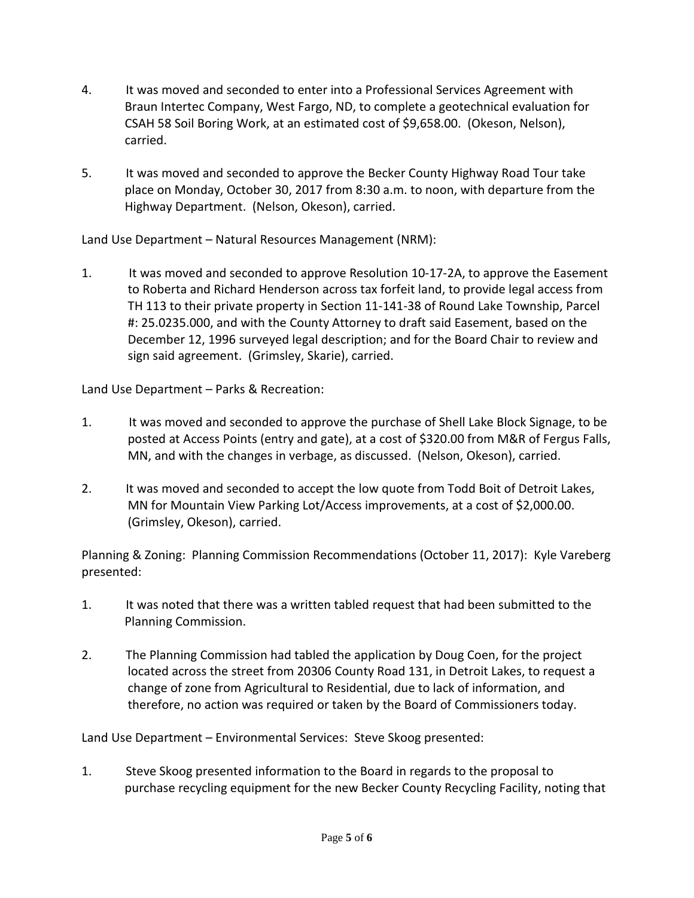4. It was moved and seconded to enter into a Professional Services Agreement with Braun Intertec Company, West Fargo, ND, to complete a geotechnical evaluation for CSAH 58 Soil Boring Work, at an estimated cost of $9,658.00. (Okeson, Nelson), carried.

5. It was moved and seconded to approve the Becker County Highway Road Tour take place on Monday, October 30, 2017 from 8:30 a.m. to noon, with departure from the Highway Department. (Nelson, Okeson), carried.

Land Use Department – Natural Resources Management (NRM):

1. It was moved and seconded to approve Resolution 10-17-2A, to approve the Easement to Roberta and Richard Henderson across tax forfeit land, to provide legal access from TH 113 to their private property in Section 11-141-38 of Round Lake Township, Parcel #: 25.0235.000, and with the County Attorney to draft said Easement, based on the December 12, 1996 surveyed legal description; and for the Board Chair to review and sign said agreement. (Grimsley, Skarie), carried.

Land Use Department – Parks & Recreation:

1. It was moved and seconded to approve the purchase of Shell Lake Block Signage, to be posted at Access Points (entry and gate), at a cost of $320.00 from M&R of Fergus Falls, MN, and with the changes in verbage, as discussed. (Nelson, Okeson), carried.

2. It was moved and seconded to accept the low quote from Todd Boit of Detroit Lakes, MN for Mountain View Parking Lot/Access improvements, at a cost of $2,000.00. (Grimsley, Okeson), carried.

Planning & Zoning: Planning Commission Recommendations (October 11, 2017): Kyle Vareberg presented:

1. It was noted that there was a written tabled request that had been submitted to the Planning Commission.

2. The Planning Commission had tabled the application by Doug Coen, for the project located across the street from 20306 County Road 131, in Detroit Lakes, to request a change of zone from Agricultural to Residential, due to lack of information, and therefore, no action was required or taken by the Board of Commissioners today.

Land Use Department – Environmental Services: Steve Skoog presented:

1. Steve Skoog presented information to the Board in regards to the proposal to purchase recycling equipment for the new Becker County Recycling Facility, noting that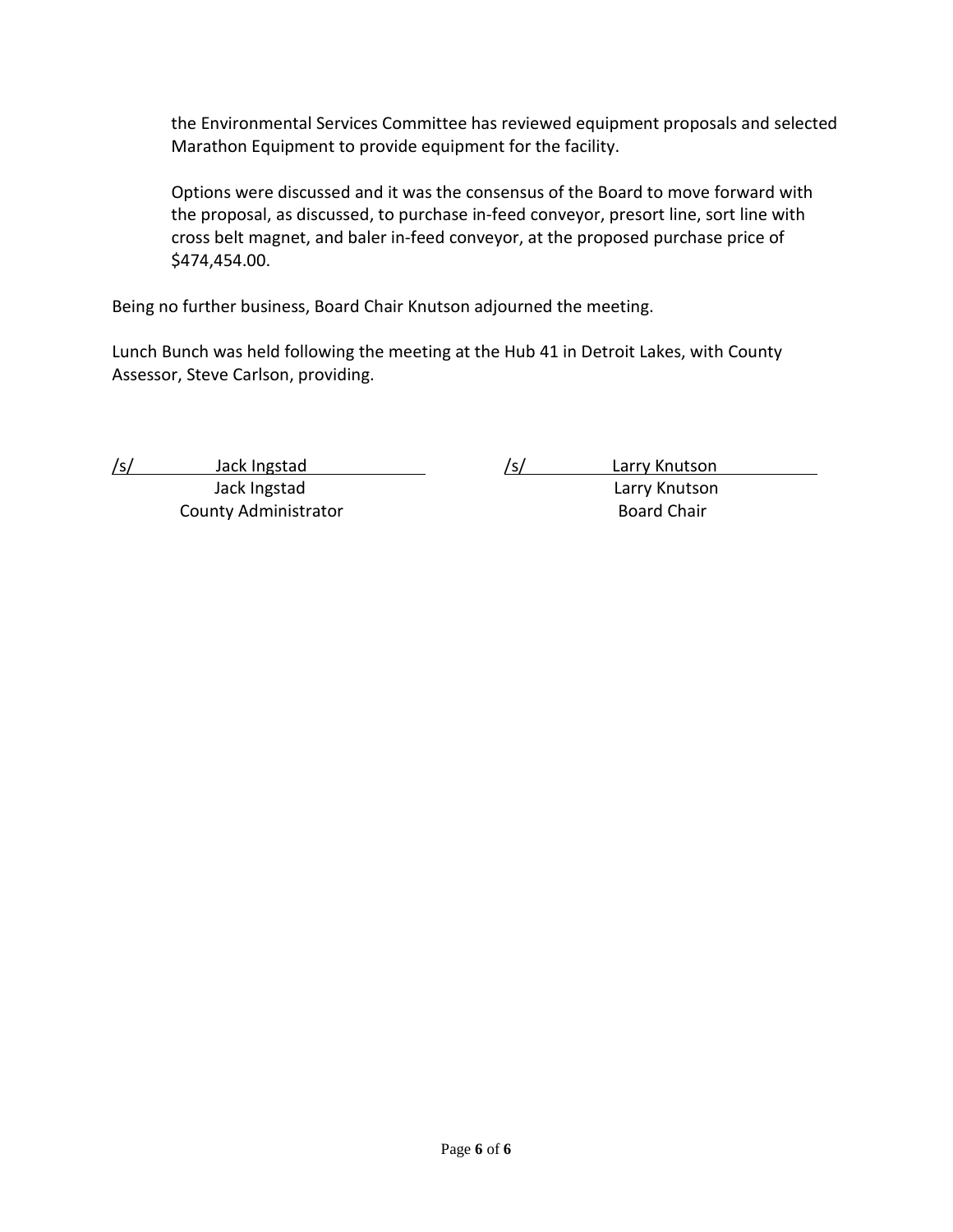the Environmental Services Committee has reviewed equipment proposals and selected Marathon Equipment to provide equipment for the facility.

Options were discussed and it was the consensus of the Board to move forward with the proposal, as discussed, to purchase in-feed conveyor, presort line, sort line with cross belt magnet, and baler in-feed conveyor, at the proposed purchase price of $474,454.00.

Being no further business, Board Chair Knutson adjourned the meeting.

Lunch Bunch was held following the meeting at the Hub 41 in Detroit Lakes, with County Assessor, Steve Carlson, providing.

/s/ Jack Ingstad
Jack Ingstad
County Administrator

/s/ Larry Knutson
Larry Knutson
Board Chair